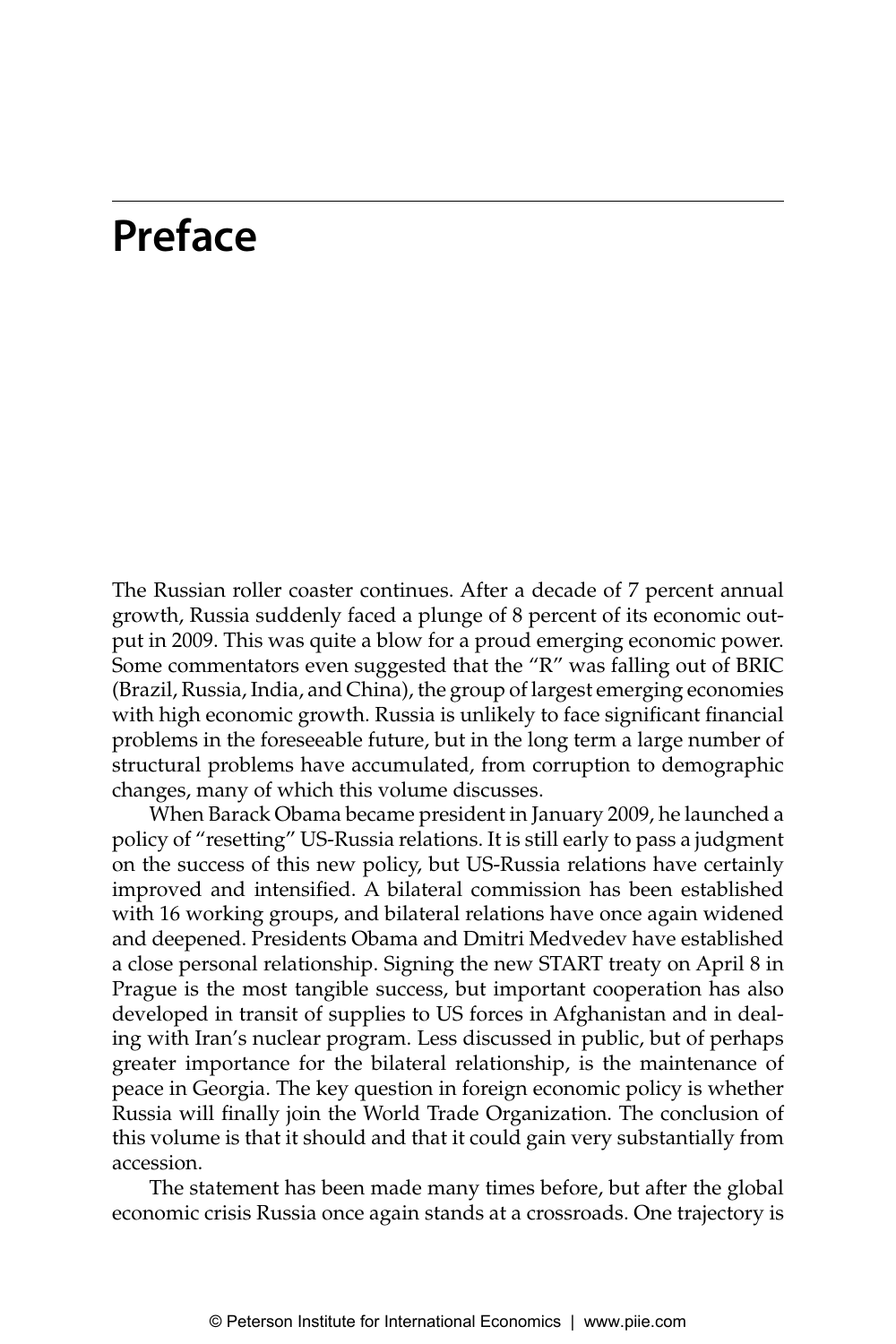# Preface

The Russian roller coaster continues. After a decade of 7 percent annual growth, Russia suddenly faced a plunge of 8 percent of its economic output in 2009. This was quite a blow for a proud emerging economic power. Some commentators even suggested that the "R" was falling out of BRIC (Brazil, Russia, India, and China), the group of largest emerging economies with high economic growth. Russia is unlikely to face significant financial problems in the foreseeable future, but in the long term a large number of structural problems have accumulated, from corruption to demographic changes, many of which this volume discusses.

When Barack Obama became president in January 2009, he launched a policy of "resetting" US-Russia relations. It is still early to pass a judgment on the success of this new policy, but US-Russia relations have certainly improved and intensified. A bilateral commission has been established with 16 working groups, and bilateral relations have once again widened and deepened. Presidents Obama and Dmitri Medvedev have established a close personal relationship. Signing the new START treaty on April 8 in Prague is the most tangible success, but important cooperation has also developed in transit of supplies to US forces in Afghanistan and in dealing with Iran's nuclear program. Less discussed in public, but of perhaps greater importance for the bilateral relationship, is the maintenance of peace in Georgia. The key question in foreign economic policy is whether Russia will finally join the World Trade Organization. The conclusion of this volume is that it should and that it could gain very substantially from accession.

The statement has been made many times before, but after the global economic crisis Russia once again stands at a crossroads. One trajectory is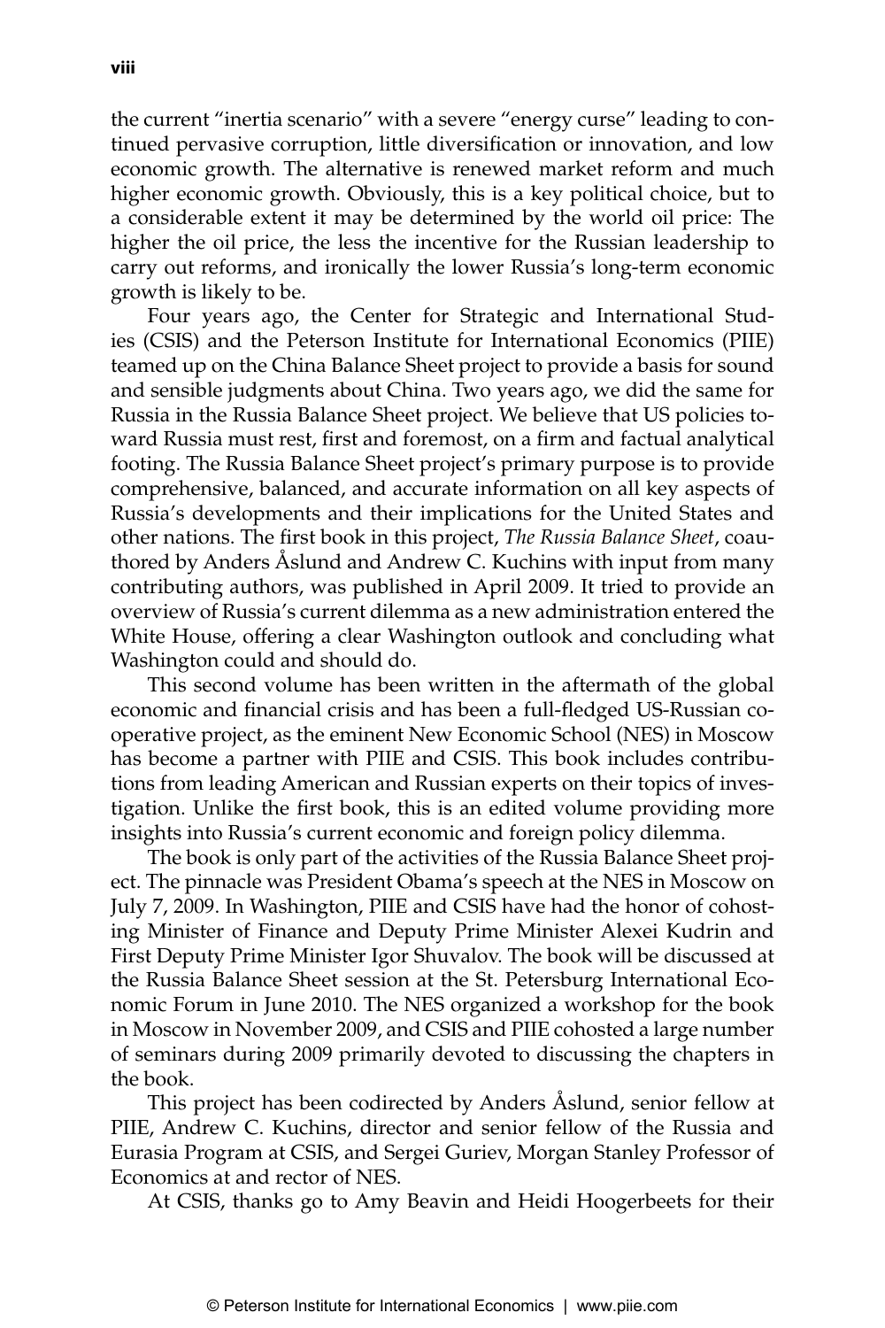the current "inertia scenario" with a severe "energy curse" leading to continued pervasive corruption, little diversification or innovation, and low economic growth. The alternative is renewed market reform and much higher economic growth. Obviously, this is a key political choice, but to a considerable extent it may be determined by the world oil price: The higher the oil price, the less the incentive for the Russian leadership to carry out reforms, and ironically the lower Russia's long-term economic growth is likely to be.

Four years ago, the Center for Strategic and International Studies (CSIS) and the Peterson Institute for International Economics (PIIE) teamed up on the China Balance Sheet project to provide a basis for sound and sensible judgments about China. Two years ago, we did the same for Russia in the Russia Balance Sheet project. We believe that US policies toward Russia must rest, first and foremost, on a firm and factual analytical footing. The Russia Balance Sheet project's primary purpose is to provide comprehensive, balanced, and accurate information on all key aspects of Russia's developments and their implications for the United States and other nations. The first book in this project, *The Russia Balance Sheet*, coauthored by Anders Åslund and Andrew C. Kuchins with input from many contributing authors, was published in April 2009. It tried to provide an overview of Russia's current dilemma as a new administration entered the White House, offering a clear Washington outlook and concluding what Washington could and should do.

This second volume has been written in the aftermath of the global economic and financial crisis and has been a full-fledged US-Russian cooperative project, as the eminent New Economic School (NES) in Moscow has become a partner with PIIE and CSIS. This book includes contributions from leading American and Russian experts on their topics of investigation. Unlike the first book, this is an edited volume providing more insights into Russia's current economic and foreign policy dilemma.

The book is only part of the activities of the Russia Balance Sheet project. The pinnacle was President Obama's speech at the NES in Moscow on July 7, 2009. In Washington, PIIE and CSIS have had the honor of cohosting Minister of Finance and Deputy Prime Minister Alexei Kudrin and First Deputy Prime Minister Igor Shuvalov. The book will be discussed at the Russia Balance Sheet session at the St. Petersburg International Economic Forum in June 2010. The NES organized a workshop for the book in Moscow in November 2009, and CSIS and PIIE cohosted a large number of seminars during 2009 primarily devoted to discussing the chapters in the book.

This project has been codirected by Anders Åslund, senior fellow at PIIE, Andrew C. Kuchins, director and senior fellow of the Russia and Eurasia Program at CSIS, and Sergei Guriev, Morgan Stanley Professor of Economics at and rector of NES.

At CSIS, thanks go to Amy Beavin and Heidi Hoogerbeets for their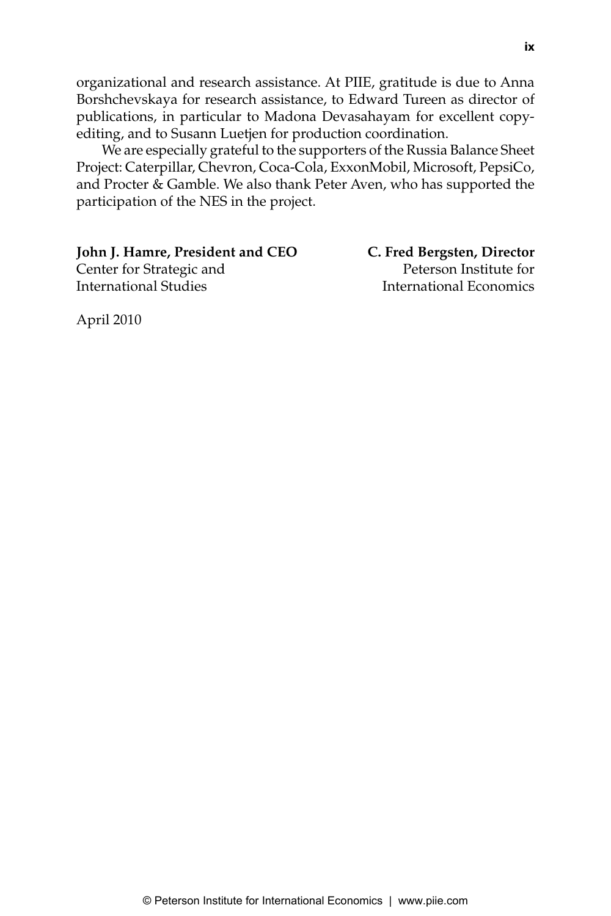organizational and research assistance. At PIIE, gratitude is due to Anna Borshchevskaya for research assistance, to Edward Tureen as director of publications, in particular to Madona Devasahayam for excellent copy-editing, and to Susann Luetjen for production coordination.

We are especially grateful to the supporters of the Russia Balance Sheet Project: Caterpillar, Chevron, Coca-Cola, ExxonMobil, Microsoft, PepsiCo, and Procter & Gamble. We also thank Peter Aven, who has supported the participation of the NES in the project.

**John J. Hamre, President and CEO**
Center for Strategic and
International Studies

**C. Fred Bergsten, Director**
Peterson Institute for
International Economics

April 2010